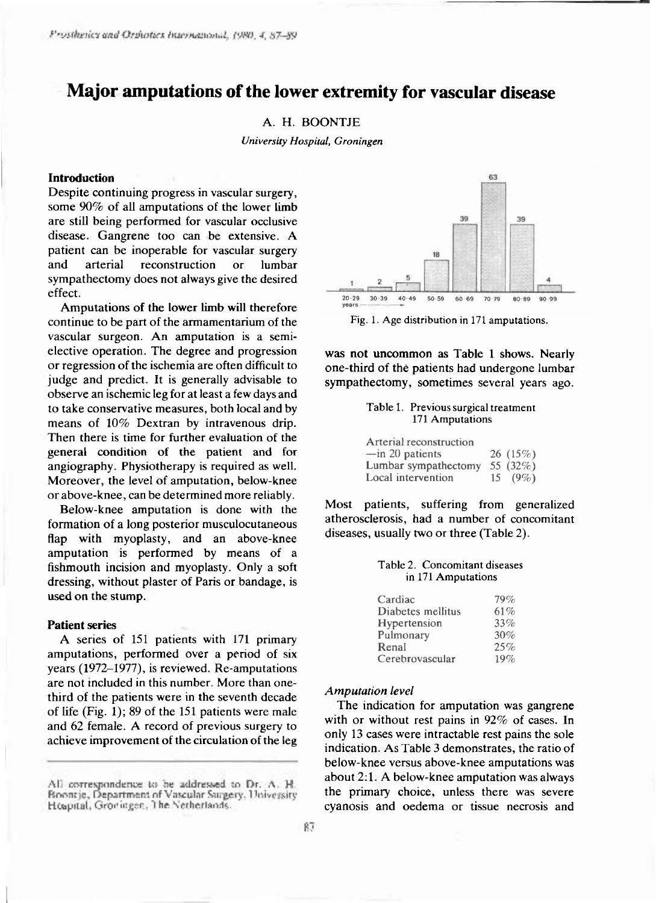# Major amputations of the lower extremity for vascular disease

A. H. BOONTJE

*University Hospital, Groningen*

## Introduction

Despite continuing progress in vascular surgery, some 90% of all amputations of the lower limb are still being performed for vascular occlusive disease. Gangrene too can be extensive. A patient can be inoperable for vascular surgery and arterial reconstruction or lumbar sympathectomy does not always give the desired effect.

Amputations of the lower limb will therefore continue to be part of the armamentarium of the vascular surgeon. An amputation is a semi-elective operation. The degree and progression or regression of the ischemia are often difficult to judge and predict. It is generally advisable to observe an ischemic leg for at least a few days and to take conservative measures, both local and by means of 10% Dextran by intravenous drip. Then there is time for further evaluation of the general condition of the patient and for angiography. Physiotherapy is required as well. Moreover, the level of amputation, below-knee or above-knee, can be determined more reliably.

Below-knee amputation is done with the formation of a long posterior musculocutaneous flap with myoplasty, and an above-knee amputation is performed by means of a fishmouth incision and myoplasty. Only a soft dressing, without plaster of Paris or bandage, is used on the stump.

## Patient series

A series of 151 patients with 171 primary amputations, performed over a period of six years (1972–1977), is reviewed. Re-amputations are not included in this number. More than one-third of the patients were in the seventh decade of life (Fig. 1); 89 of the 151 patients were male and 62 female. A record of previous surgery to achieve improvement of the circulation of the leg was not uncommon as Table 1 shows. Nearly one-third of the patients had undergone lumbar sympathectomy, sometimes several years ago.

| Age (years) | 20-29 | 30-39 | 40-49 | 50-59 | 60-69 | 70-79 | 80-89 | 90-99 |
|---|---|---|---|---|---|---|---|---|
| Amputations | 1 | 2 | 5 | 18 | 39 | 63 | 39 | 4 |

Fig. 1. Age distribution in 171 amputations.

Table 1. Previous surgical treatment 171 Amputations

| | |
|---|---|
| Arterial reconstruction —in 20 patients | 26 (15%) |
| Lumbar sympathectomy | 55 (32%) |
| Local intervention | 15 (9%) |

Most patients, suffering from generalized atherosclerosis, had a number of concomitant diseases, usually two or three (Table 2).

Table 2. Concomitant diseases in 171 Amputations

| | |
|---|---|
| Cardiac | 79% |
| Diabetes mellitus | 61% |
| Hypertension | 33% |
| Pulmonary | 30% |
| Renal | 25% |
| Cerebrovascular | 19% |

### *Amputation level*

The indication for amputation was gangrene with or without rest pains in 92% of cases. In only 13 cases were intractable rest pains the sole indication. As Table 3 demonstrates, the ratio of below-knee versus above-knee amputations was about 2:1. A below-knee amputation was always the primary choice, unless there was severe cyanosis and oedema or tissue necrosis and

All correspondence to be addressed to Dr. A. H. Boontje, Department of Vascular Surgery, University Hospital, Groningen, The Netherlands.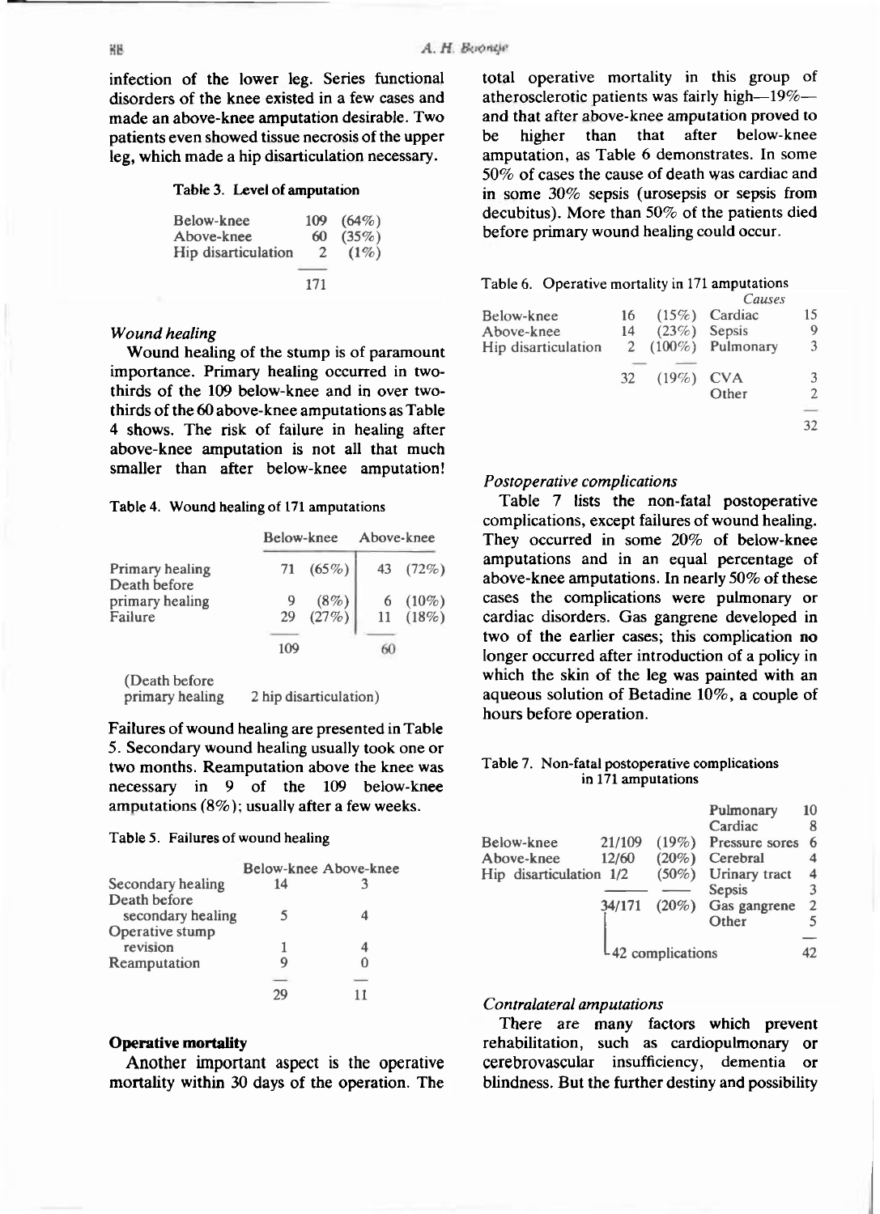infection of the lower leg. Series functional disorders of the knee existed in a few cases and made an above-knee amputation desirable. Two patients even showed tissue necrosis of the upper leg, which made a hip disarticulation necessary.

**Table 3. Level of amputation**

| | | |
|---|---|---|
| Below-knee | 109 | (64%) |
| Above-knee | 60 | (35%) |
| Hip disarticulation | 2 | (1%) |
| | 171 | |

### *Wound healing*

Wound healing of the stump is of paramount importance. Primary healing occurred in two-thirds of the 109 below-knee and in over two-thirds of the 60 above-knee amputations as Table 4 shows. The risk of failure in healing after above-knee amputation is not all that much smaller than after below-knee amputation!

**Table 4. Wound healing of 171 amputations**

| | Below-knee | | Above-knee | |
|---|---|---|---|---|
| Primary healing | 71 | (65%) | 43 | (72%) |
| Death before primary healing | 9 | (8%) | 6 | (10%) |
| Failure | 29 | (27%) | 11 | (18%) |
| | 109 | | 60 | |

(Death before primary healing 2 hip disarticulation)

Failures of wound healing are presented in Table 5. Secondary wound healing usually took one or two months. Reamputation above the knee was necessary in 9 of the 109 below-knee amputations (8%); usually after a few weeks.

**Table 5. Failures of wound healing**

| | Below-knee | Above-knee |
|---|---|---|
| Secondary healing | 14 | 3 |
| Death before secondary healing | 5 | 4 |
| Operative stump revision | 1 | 4 |
| Reamputation | 9 | 0 |
| | 29 | 11 |

### **Operative mortality**

Another important aspect is the operative mortality within 30 days of the operation. The total operative mortality in this group of atherosclerotic patients was fairly high—19%—and that after above-knee amputation proved to be higher than that after below-knee amputation, as Table 6 demonstrates. In some 50% of cases the cause of death was cardiac and in some 30% sepsis (urosepsis or sepsis from decubitus). More than 50% of the patients died before primary wound healing could occur.

**Table 6. Operative mortality in 171 amputations**

| | | | *Causes* | |
|---|---|---|---|---|
| Below-knee | 16 | (15%) | Cardiac | 15 |
| Above-knee | 14 | (23%) | Sepsis | 9 |
| Hip disarticulation | 2 | (100%) | Pulmonary | 3 |
| | 32 | (19%) | CVA | 3 |
| | | | Other | 2 |
| | | | | 32 |

### *Postoperative complications*

Table 7 lists the non-fatal postoperative complications, except failures of wound healing. They occurred in some 20% of below-knee amputations and in an equal percentage of above-knee amputations. In nearly 50% of these cases the complications were pulmonary or cardiac disorders. Gas gangrene developed in two of the earlier cases; this complication no longer occurred after introduction of a policy in which the skin of the leg was painted with an aqueous solution of Betadine 10%, a couple of hours before operation.

**Table 7. Non-fatal postoperative complications in 171 amputations**

| | | | | |
|---|---|---|---|---|
| | | | Pulmonary | 10 |
| | | | Cardiac | 8 |
| Below-knee | 21/109 | (19%) | Pressure sores | 6 |
| Above-knee | 12/60 | (20%) | Cerebral | 4 |
| Hip disarticulation | 1/2 | (50%) | Urinary tract | 4 |
| | | | Sepsis | 3 |
| | 34/171 | (20%) | Gas gangrene | 2 |
| | | | Other | 5 |
| | 42 complications | | | 42 |

### *Contralateral amputations*

There are many factors which prevent rehabilitation, such as cardiopulmonary or cerebrovascular insufficiency, dementia or blindness. But the further destiny and possibility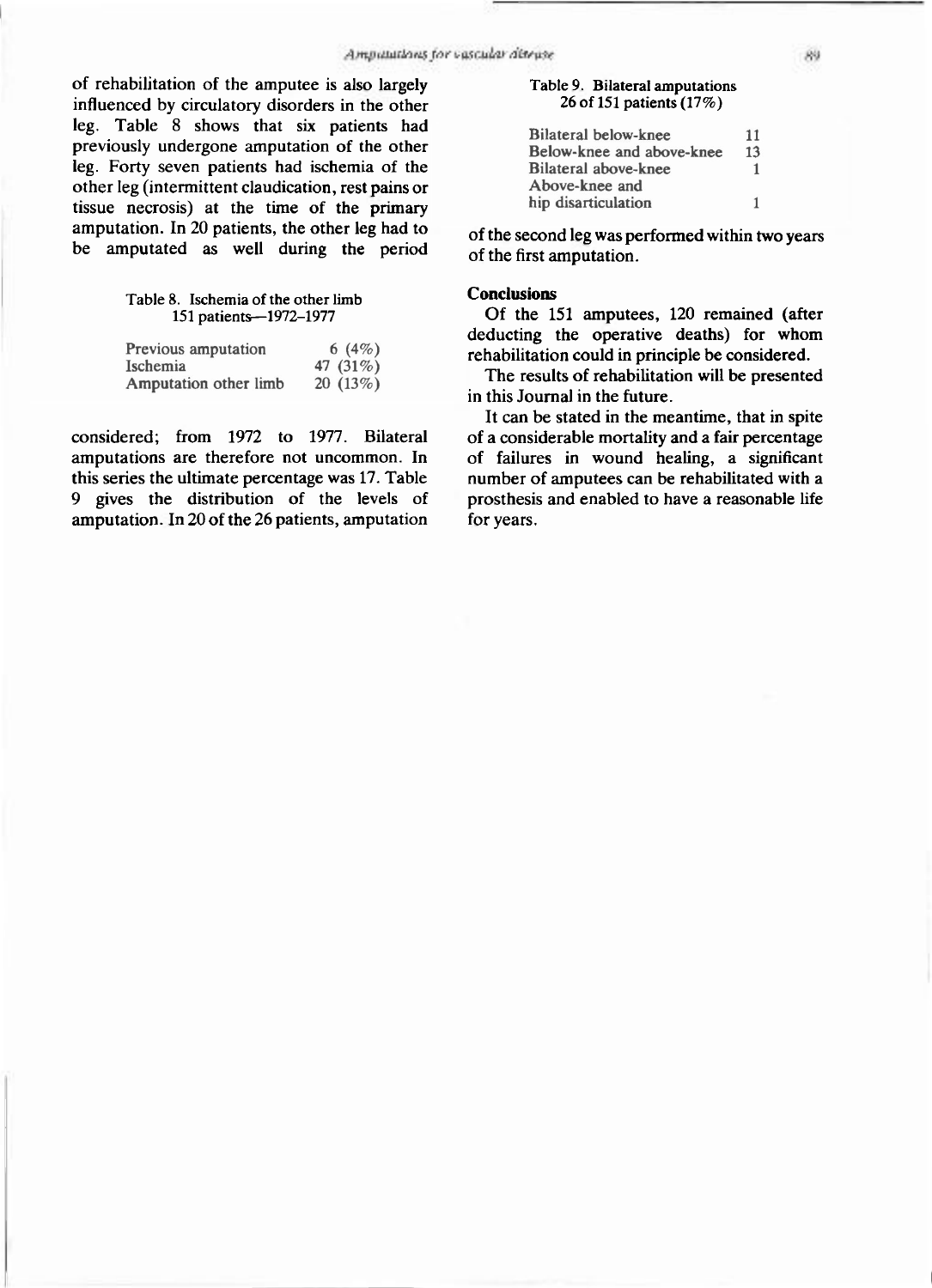of rehabilitation of the amputee is also largely influenced by circulatory disorders in the other leg. Table 8 shows that six patients had previously undergone amputation of the other leg. Forty seven patients had ischemia of the other leg (intermittent claudication, rest pains or tissue necrosis) at the time of the primary amputation. In 20 patients, the other leg had to be amputated as well during the period considered; from 1972 to 1977. Bilateral amputations are therefore not uncommon. In this series the ultimate percentage was 17. Table 9 gives the distribution of the levels of amputation. In 20 of the 26 patients, amputation of the second leg was performed within two years of the first amputation.

Table 8. Ischemia of the other limb
151 patients—1972–1977

| | |
|---|---|
| Previous amputation | 6 (4%) |
| Ischemia | 47 (31%) |
| Amputation other limb | 20 (13%) |

Table 9. Bilateral amputations
26 of 151 patients (17%)

| | |
|---|---|
| Bilateral below-knee | 11 |
| Below-knee and above-knee | 13 |
| Bilateral above-knee | 1 |
| Above-knee and hip disarticulation | 1 |

## Conclusions

Of the 151 amputees, 120 remained (after deducting the operative deaths) for whom rehabilitation could in principle be considered.

The results of rehabilitation will be presented in this Journal in the future.

It can be stated in the meantime, that in spite of a considerable mortality and a fair percentage of failures in wound healing, a significant number of amputees can be rehabilitated with a prosthesis and enabled to have a reasonable life for years.